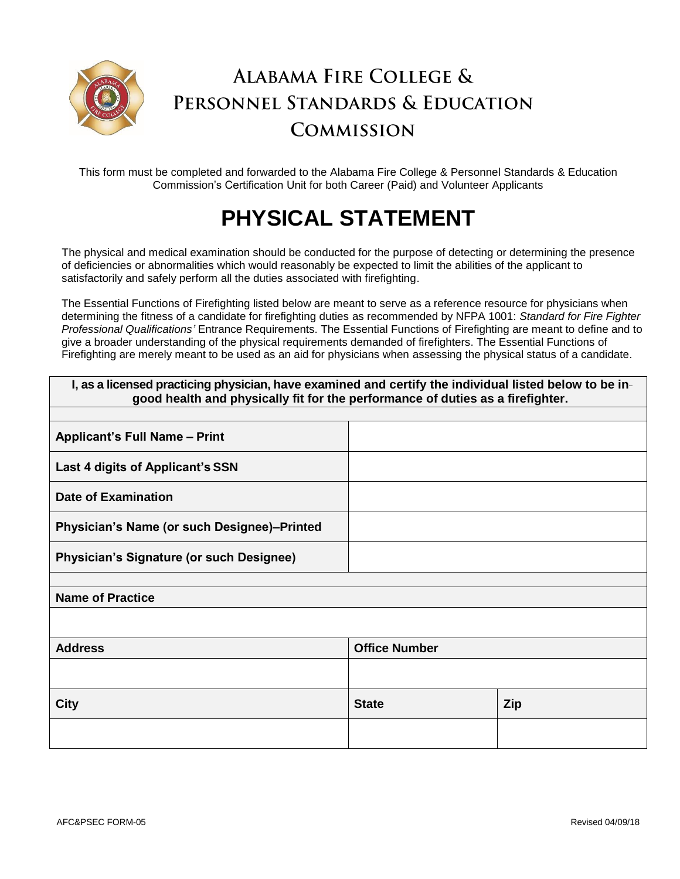# Alabama Fire College & Personnel Standards & Education Commission

This form must be completed and forwarded to the Alabama Fire College & Personnel Standards & Education Commission's Certification Unit for both Career (Paid) and Volunteer Applicants

# PHYSICAL STATEMENT

The physical and medical examination should be conducted for the purpose of detecting or determining the presence of deficiencies or abnormalities which would reasonably be expected to limit the abilities of the applicant to satisfactorily and safely perform all the duties associated with firefighting.

The Essential Functions of Firefighting listed below are meant to serve as a reference resource for physicians when determining the fitness of a candidate for firefighting duties as recommended by NFPA 1001: *Standard for Fire Fighter Professional Qualifications'* Entrance Requirements. The Essential Functions of Firefighting are meant to define and to give a broader understanding of the physical requirements demanded of firefighters. The Essential Functions of Firefighting are merely meant to be used as an aid for physicians when assessing the physical status of a candidate.

| **I, as a licensed practicing physician, have examined and certify the individual listed below to be in-good health and physically fit for the performance of duties as a firefighter.** | | |
|---|---|---|
| | | |
| **Applicant's Full Name – Print** | | |
| **Last 4 digits of Applicant's SSN** | | |
| **Date of Examination** | | |
| **Physician's Name (or such Designee)–Printed** | | |
| **Physician's Signature (or such Designee)** | | |
| | | |
| **Name of Practice** | | |
| | | |
| **Address** | **Office Number** | |
| | | |
| **City** | **State** | **Zip** |
| | | |

AFC&PSEC FORM-05

Revised 04/09/18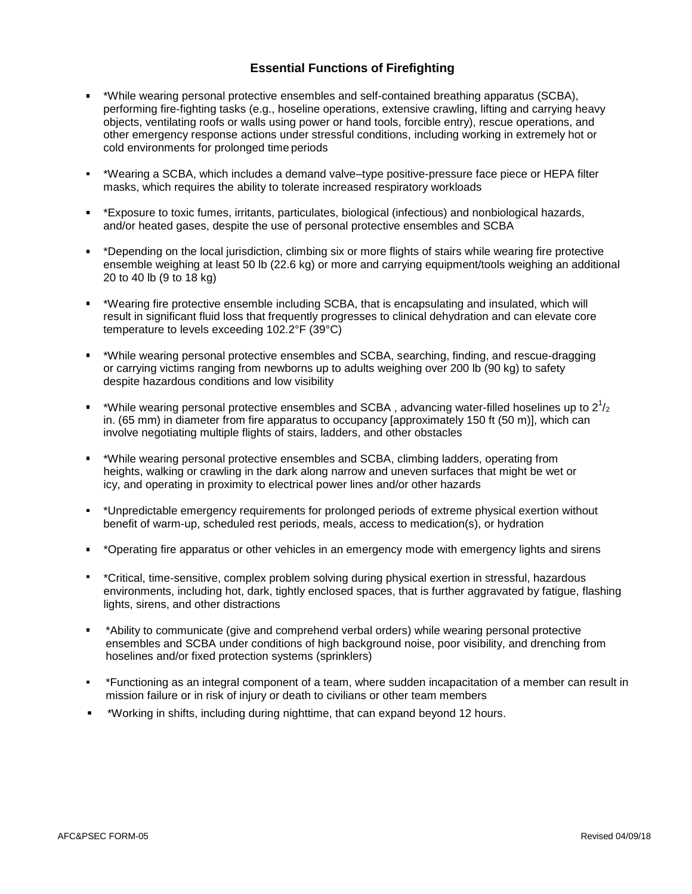## Essential Functions of Firefighting

- *While wearing personal protective ensembles and self-contained breathing apparatus (SCBA), performing fire-fighting tasks (e.g., hoseline operations, extensive crawling, lifting and carrying heavy objects, ventilating roofs or walls using power or hand tools, forcible entry), rescue operations, and other emergency response actions under stressful conditions, including working in extremely hot or cold environments for prolonged time periods
- *Wearing a SCBA, which includes a demand valve–type positive-pressure face piece or HEPA filter masks, which requires the ability to tolerate increased respiratory workloads
- *Exposure to toxic fumes, irritants, particulates, biological (infectious) and nonbiological hazards, and/or heated gases, despite the use of personal protective ensembles and SCBA
- *Depending on the local jurisdiction, climbing six or more flights of stairs while wearing fire protective ensemble weighing at least 50 lb (22.6 kg) or more and carrying equipment/tools weighing an additional 20 to 40 lb (9 to 18 kg)
- *Wearing fire protective ensemble including SCBA, that is encapsulating and insulated, which will result in significant fluid loss that frequently progresses to clinical dehydration and can elevate core temperature to levels exceeding 102.2°F (39°C)
- *While wearing personal protective ensembles and SCBA, searching, finding, and rescue-dragging or carrying victims ranging from newborns up to adults weighing over 200 lb (90 kg) to safety despite hazardous conditions and low visibility
- *While wearing personal protective ensembles and SCBA , advancing water-filled hoselines up to $2^1/_2$ in. (65 mm) in diameter from fire apparatus to occupancy [approximately 150 ft (50 m)], which can involve negotiating multiple flights of stairs, ladders, and other obstacles
- *While wearing personal protective ensembles and SCBA, climbing ladders, operating from heights, walking or crawling in the dark along narrow and uneven surfaces that might be wet or icy, and operating in proximity to electrical power lines and/or other hazards
- *Unpredictable emergency requirements for prolonged periods of extreme physical exertion without benefit of warm-up, scheduled rest periods, meals, access to medication(s), or hydration
- *Operating fire apparatus or other vehicles in an emergency mode with emergency lights and sirens
- *Critical, time-sensitive, complex problem solving during physical exertion in stressful, hazardous environments, including hot, dark, tightly enclosed spaces, that is further aggravated by fatigue, flashing lights, sirens, and other distractions
- *Ability to communicate (give and comprehend verbal orders) while wearing personal protective ensembles and SCBA under conditions of high background noise, poor visibility, and drenching from hoselines and/or fixed protection systems (sprinklers)
- *Functioning as an integral component of a team, where sudden incapacitation of a member can result in mission failure or in risk of injury or death to civilians or other team members
- *Working in shifts, including during nighttime, that can expand beyond 12 hours.

AFC&PSEC FORM-05 Revised 04/09/18